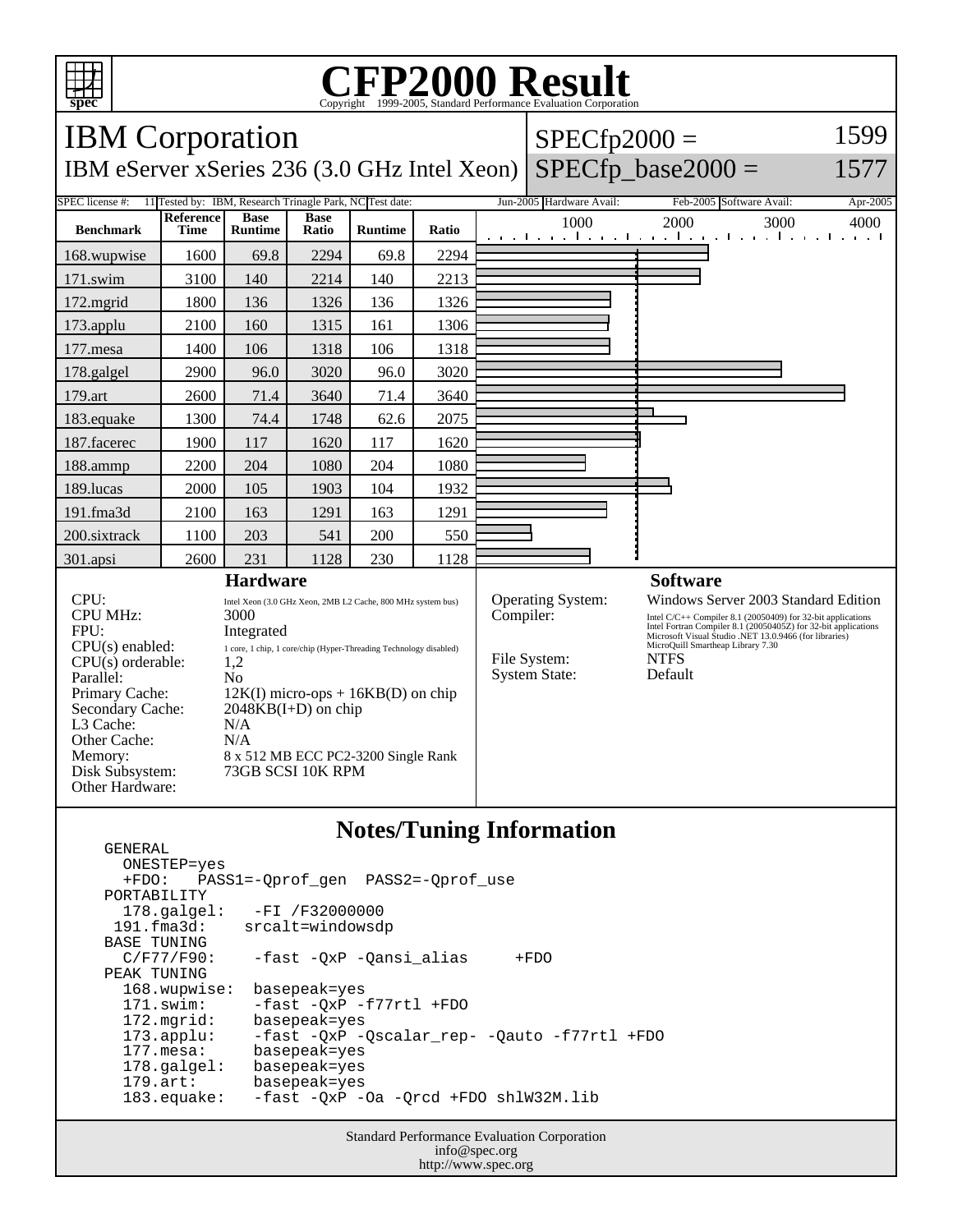# CFP2000 Result

Copyright 1999-2005, Standard Performance Evaluation Corporation

## IBM Corporation

IBM eServer xSeries 236 (3.0 GHz Intel Xeon)

SPECfp2000 = 1599

SPECfp_base2000 = 1577

SPEC license #: 11 | Tested by: IBM, Research Trinagle Park, NC | Test date: Jun-2005 | Hardware Avail: Feb-2005 | Software Avail: Apr-2005

| Benchmark | Reference Time | Base Runtime | Base Ratio | Runtime | Ratio |
|---|---|---|---|---|---|
| 168.wupwise | 1600 | 69.8 | 2294 | 69.8 | 2294 |
| 171.swim | 3100 | 140 | 2214 | 140 | 2213 |
| 172.mgrid | 1800 | 136 | 1326 | 136 | 1326 |
| 173.applu | 2100 | 160 | 1315 | 161 | 1306 |
| 177.mesa | 1400 | 106 | 1318 | 106 | 1318 |
| 178.galgel | 2900 | 96.0 | 3020 | 96.0 | 3020 |
| 179.art | 2600 | 71.4 | 3640 | 71.4 | 3640 |
| 183.equake | 1300 | 74.4 | 1748 | 62.6 | 2075 |
| 187.facerec | 1900 | 117 | 1620 | 117 | 1620 |
| 188.ammp | 2200 | 204 | 1080 | 204 | 1080 |
| 189.lucas | 2000 | 105 | 1903 | 104 | 1932 |
| 191.fma3d | 2100 | 163 | 1291 | 163 | 1291 |
| 200.sixtrack | 1100 | 203 | 541 | 200 | 550 |
| 301.apsi | 2600 | 231 | 1128 | 230 | 1128 |

### Hardware

- CPU: Intel Xeon (3.0 GHz Xeon, 2MB L2 Cache, 800 MHz system bus)
- CPU MHz: 3000
- FPU: Integrated
- CPU(s) enabled: 1 core, 1 chip, 1 core/chip (Hyper-Threading Technology disabled)
- CPU(s) orderable: 1,2
- Parallel: No
- Primary Cache: 12K(I) micro-ops + 16KB(D) on chip
- Secondary Cache: 2048KB(I+D) on chip
- L3 Cache: N/A
- Other Cache: N/A
- Memory: 8 x 512 MB ECC PC2-3200 Single Rank
- Disk Subsystem: 73GB SCSI 10K RPM
- Other Hardware:

### Software

- Operating System: Windows Server 2003 Standard Edition
- Compiler: Intel C/C++ Compiler 8.1 (20050409) for 32-bit applications; Intel Fortran Compiler 8.1 (20050405Z) for 32-bit applications; Microsoft Visual Studio .NET 13.0.9466 (for libraries); MicroQuill Smartheap Library 7.30
- File System: NTFS
- System State: Default

## Notes/Tuning Information

```
GENERAL
  ONESTEP=yes
  +FDO:   PASS1=-Qprof_gen  PASS2=-Qprof_use
PORTABILITY
  178.galgel:   -FI /F32000000
 191.fma3d:    srcalt=windowsdp
BASE TUNING
  C/F77/F90:    -fast -QxP -Qansi_alias     +FDO
PEAK TUNING
  168.wupwise:  basepeak=yes
  171.swim:     -fast -QxP -f77rtl +FDO
  172.mgrid:    basepeak=yes
  173.applu:    -fast -QxP -Qscalar_rep- -Qauto -f77rtl +FDO
  177.mesa:     basepeak=yes
  178.galgel:   basepeak=yes
  179.art:      basepeak=yes
  183.equake:   -fast -QxP -Oa -Qrcd +FDO shlW32M.lib
```

Standard Performance Evaluation Corporation
info@spec.org
http://www.spec.org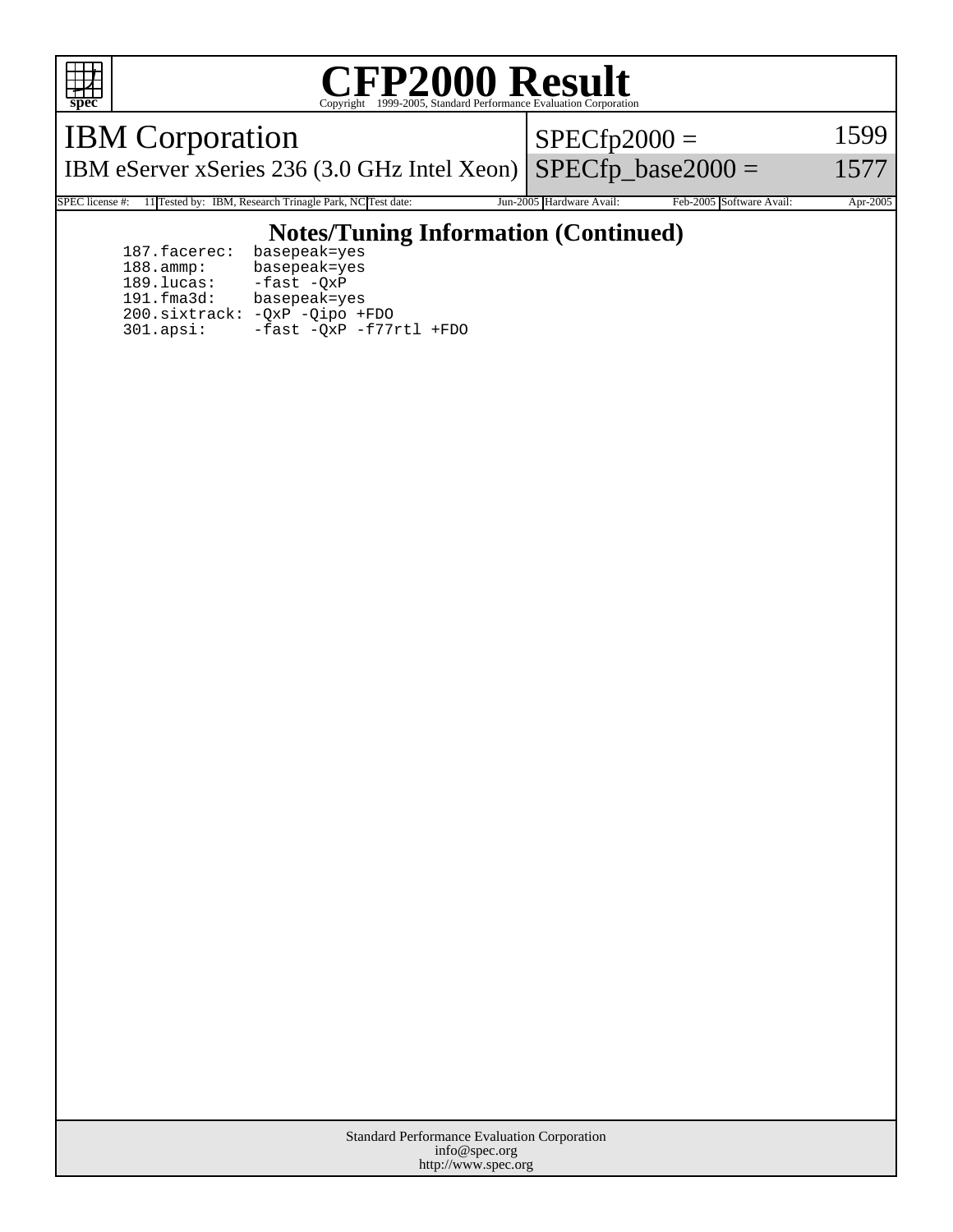# CFP2000 Result

Copyright 1999-2005, Standard Performance Evaluation Corporation

**IBM Corporation**

IBM eServer xSeries 236 (3.0 GHz Intel Xeon)

SPECfp2000 = 1599

SPECfp_base2000 = 1577

| SPEC license #: | 11 | Tested by: | IBM, Research Trinagle Park, NC | Test date: | Jun-2005 | Hardware Avail: | Feb-2005 | Software Avail: | Apr-2005 |
|---|---|---|---|---|---|---|---|---|---|

## Notes/Tuning Information (Continued)

```
187.facerec:  basepeak=yes
188.ammp:     basepeak=yes
189.lucas:    -fast -QxP
191.fma3d:    basepeak=yes
200.sixtrack: -QxP -Qipo +FDO
301.apsi:     -fast -QxP -f77rtl +FDO
```

Standard Performance Evaluation Corporation
info@spec.org
http://www.spec.org